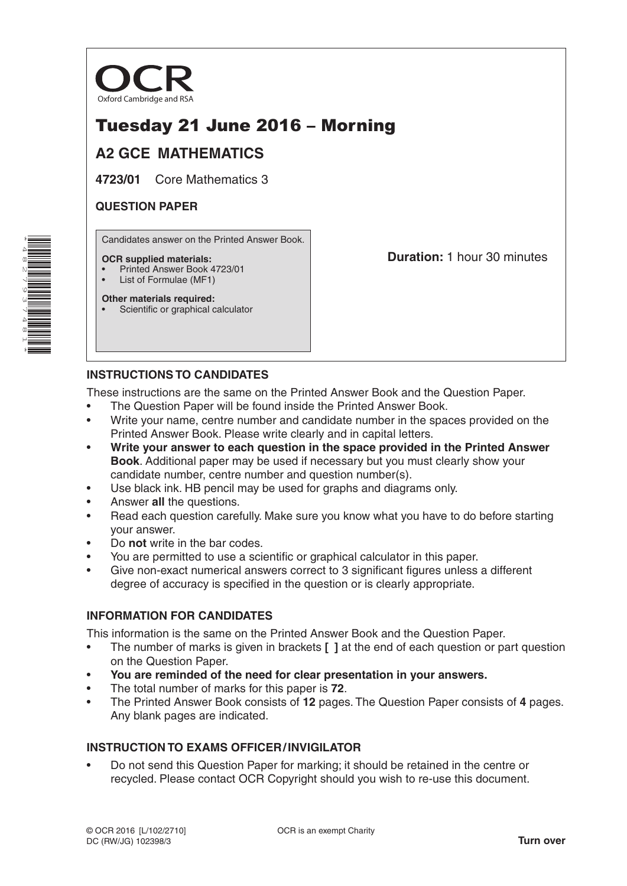OCR

Oxford Cambridge and RSA

# Tuesday 21 June 2016 – Morning

## A2 GCE MATHEMATICS

**4723/01** Core Mathematics 3

**QUESTION PAPER**

Candidates answer on the Printed Answer Book.

**OCR supplied materials:**
- Printed Answer Book 4723/01
- List of Formulae (MF1)

**Other materials required:**
- Scientific or graphical calculator

**Duration:** 1 hour 30 minutes

### INSTRUCTIONS TO CANDIDATES

These instructions are the same on the Printed Answer Book and the Question Paper.

- The Question Paper will be found inside the Printed Answer Book.
- Write your name, centre number and candidate number in the spaces provided on the Printed Answer Book. Please write clearly and in capital letters.
- **Write your answer to each question in the space provided in the Printed Answer Book**. Additional paper may be used if necessary but you must clearly show your candidate number, centre number and question number(s).
- Use black ink. HB pencil may be used for graphs and diagrams only.
- Answer **all** the questions.
- Read each question carefully. Make sure you know what you have to do before starting your answer.
- Do **not** write in the bar codes.
- You are permitted to use a scientific or graphical calculator in this paper.
- Give non-exact numerical answers correct to 3 significant figures unless a different degree of accuracy is specified in the question or is clearly appropriate.

### INFORMATION FOR CANDIDATES

This information is the same on the Printed Answer Book and the Question Paper.

- The number of marks is given in brackets **[ ]** at the end of each question or part question on the Question Paper.
- **You are reminded of the need for clear presentation in your answers.**
- The total number of marks for this paper is **72**.
- The Printed Answer Book consists of **12** pages. The Question Paper consists of **4** pages. Any blank pages are indicated.

### INSTRUCTION TO EXAMS OFFICER / INVIGILATOR

- Do not send this Question Paper for marking; it should be retained in the centre or recycled. Please contact OCR Copyright should you wish to re-use this document.

© OCR 2016 [L/102/2710]
DC (RW/JG) 102398/3

OCR is an exempt Charity

**Turn over**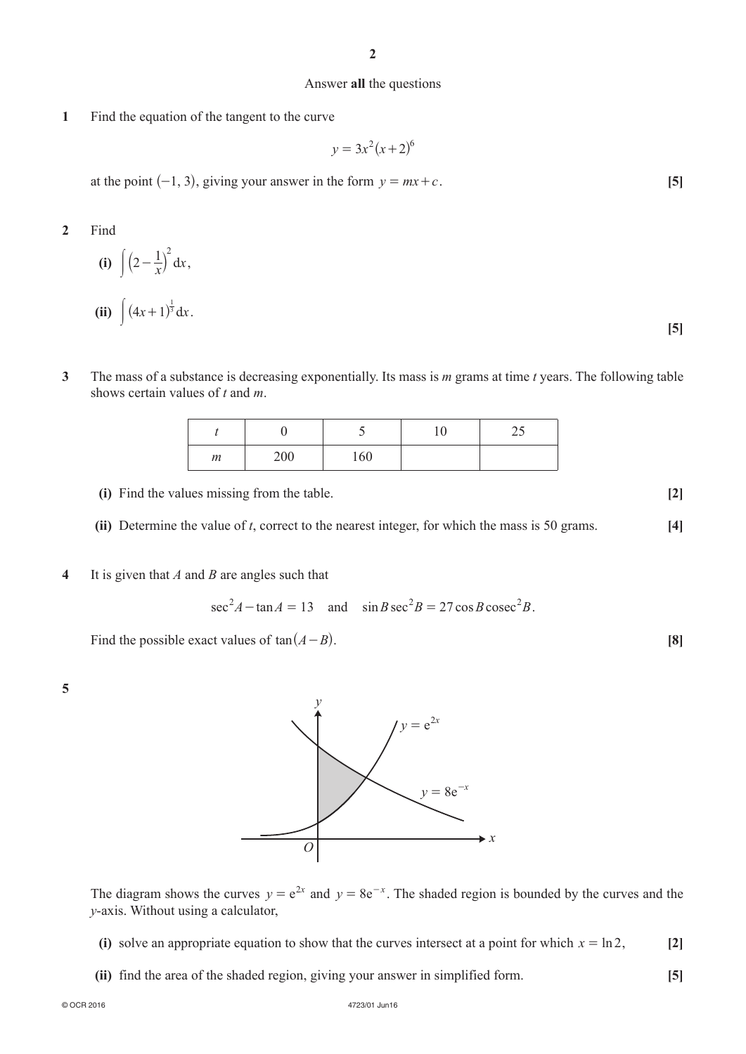Answer **all** the questions

**1** Find the equation of the tangent to the curve

$$y = 3x^2(x+2)^6$$

at the point $(-1, 3)$, giving your answer in the form $y = mx + c$. **[5]**

**2** Find

**(i)** $\int \left(2 - \frac{1}{x}\right)^2 \mathrm{d}x$,

**(ii)** $\int (4x+1)^{\frac{1}{3}} \mathrm{d}x$. **[5]**

**3** The mass of a substance is decreasing exponentially. Its mass is $m$ grams at time $t$ years. The following table shows certain values of $t$ and $m$.

| $t$ | 0 | 5 | 10 | 25 |
|---|---|---|---|---|
| $m$ | 200 | 160 | | |

**(i)** Find the values missing from the table. **[2]**

**(ii)** Determine the value of $t$, correct to the nearest integer, for which the mass is 50 grams. **[4]**

**4** It is given that $A$ and $B$ are angles such that

$$\sec^2 A - \tan A = 13 \quad \text{and} \quad \sin B \sec^2 B = 27 \cos B \operatorname{cosec}^2 B.$$

Find the possible exact values of $\tan(A - B)$. **[8]**

**5**

The diagram shows the curves $y = \mathrm{e}^{2x}$ and $y = 8\mathrm{e}^{-x}$. The shaded region is bounded by the curves and the $y$-axis. Without using a calculator,

**(i)** solve an appropriate equation to show that the curves intersect at a point for which $x = \ln 2$, **[2]**

**(ii)** find the area of the shaded region, giving your answer in simplified form. **[5]**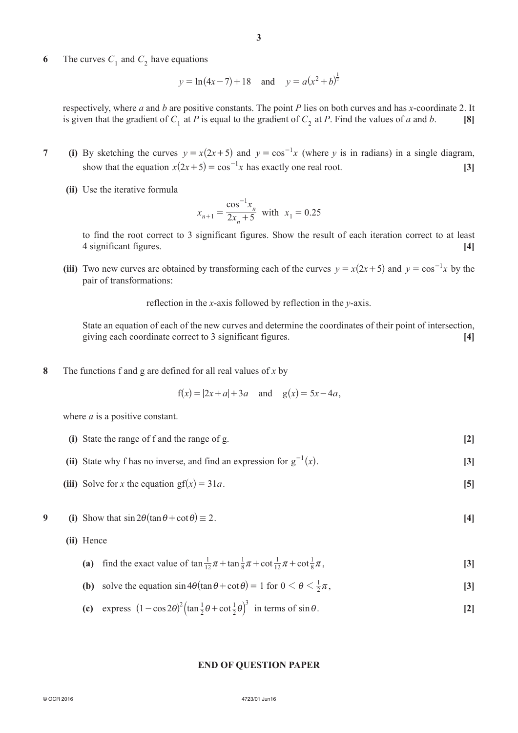**6** The curves $C_1$ and $C_2$ have equations

$$y = \ln(4x - 7) + 18 \quad \text{and} \quad y = a(x^2 + b)^{\frac{1}{2}}$$

respectively, where $a$ and $b$ are positive constants. The point $P$ lies on both curves and has $x$-coordinate 2. It is given that the gradient of $C_1$ at $P$ is equal to the gradient of $C_2$ at $P$. Find the values of $a$ and $b$. **[8]**

**7** **(i)** By sketching the curves $y = x(2x + 5)$ and $y = \cos^{-1}x$ (where $y$ is in radians) in a single diagram, show that the equation $x(2x + 5) = \cos^{-1}x$ has exactly one real root. **[3]**

**(ii)** Use the iterative formula

$$x_{n+1} = \frac{\cos^{-1}x_n}{2x_n + 5} \quad \text{with} \quad x_1 = 0.25$$

to find the root correct to 3 significant figures. Show the result of each iteration correct to at least 4 significant figures. **[4]**

**(iii)** Two new curves are obtained by transforming each of the curves $y = x(2x + 5)$ and $y = \cos^{-1}x$ by the pair of transformations:

reflection in the $x$-axis followed by reflection in the $y$-axis.

State an equation of each of the new curves and determine the coordinates of their point of intersection, giving each coordinate correct to 3 significant figures. **[4]**

**8** The functions f and g are defined for all real values of $x$ by

$$\text{f}(x) = |2x + a| + 3a \quad \text{and} \quad \text{g}(x) = 5x - 4a,$$

where $a$ is a positive constant.

**(i)** State the range of f and the range of g. **[2]**

**(ii)** State why f has no inverse, and find an expression for $\text{g}^{-1}(x)$. **[3]**

**(iii)** Solve for $x$ the equation $\text{gf}(x) = 31a$. **[5]**

**9** **(i)** Show that $\sin 2\theta(\tan\theta + \cot\theta) \equiv 2$. **[4]**

**(ii)** Hence

**(a)** find the exact value of $\tan\frac{1}{12}\pi + \tan\frac{1}{8}\pi + \cot\frac{1}{12}\pi + \cot\frac{1}{8}\pi$, **[3]**

**(b)** solve the equation $\sin 4\theta(\tan\theta + \cot\theta) = 1$ for $0 < \theta < \frac{1}{2}\pi$, **[3]**

**(c)** express $(1 - \cos 2\theta)^2\left(\tan\frac{1}{2}\theta + \cot\frac{1}{2}\theta\right)^3$ in terms of $\sin\theta$. **[2]**

**END OF QUESTION PAPER**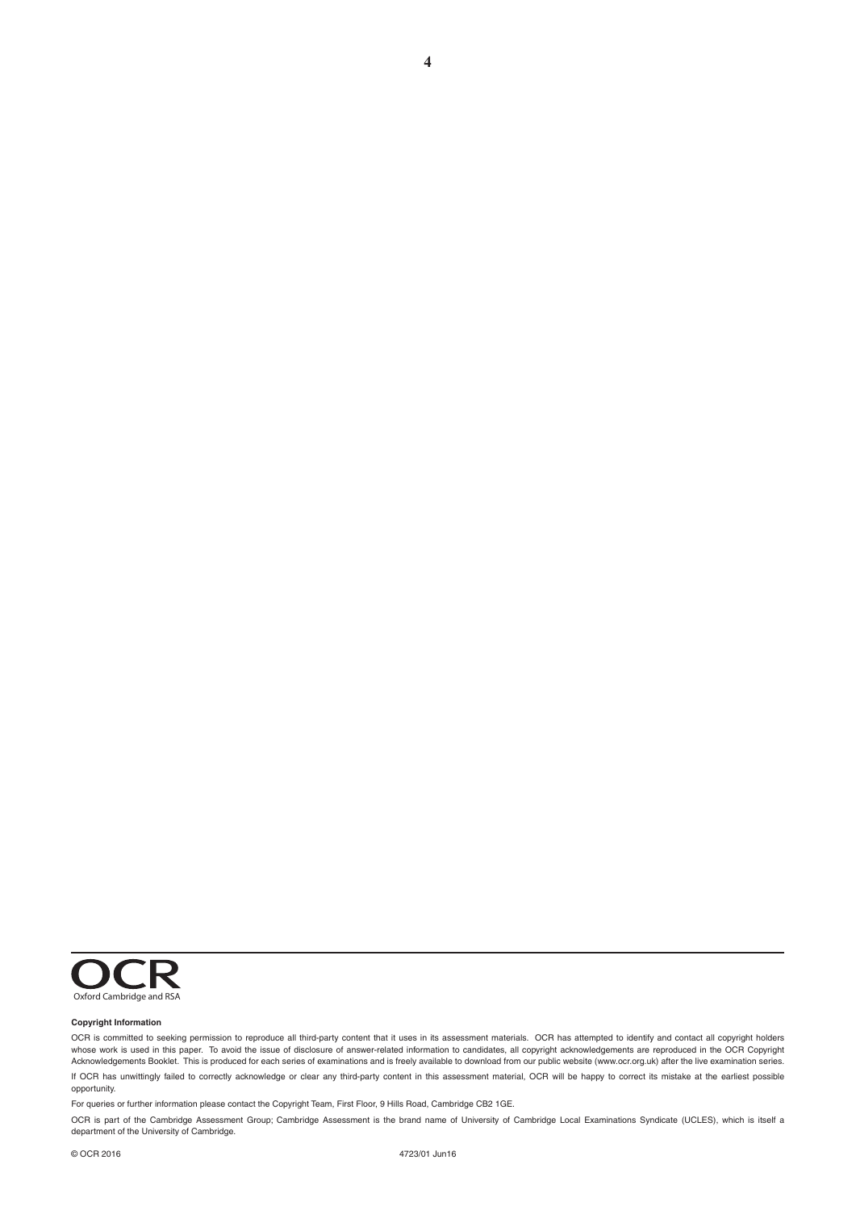**Copyright Information**

OCR is committed to seeking permission to reproduce all third-party content that it uses in its assessment materials. OCR has attempted to identify and contact all copyright holders whose work is used in this paper. To avoid the issue of disclosure of answer-related information to candidates, all copyright acknowledgements are reproduced in the OCR Copyright Acknowledgements Booklet. This is produced for each series of examinations and is freely available to download from our public website (www.ocr.org.uk) after the live examination series.

If OCR has unwittingly failed to correctly acknowledge or clear any third-party content in this assessment material, OCR will be happy to correct its mistake at the earliest possible opportunity.

For queries or further information please contact the Copyright Team, First Floor, 9 Hills Road, Cambridge CB2 1GE.

OCR is part of the Cambridge Assessment Group; Cambridge Assessment is the brand name of University of Cambridge Local Examinations Syndicate (UCLES), which is itself a department of the University of Cambridge.

© OCR 2016 4723/01 Jun16